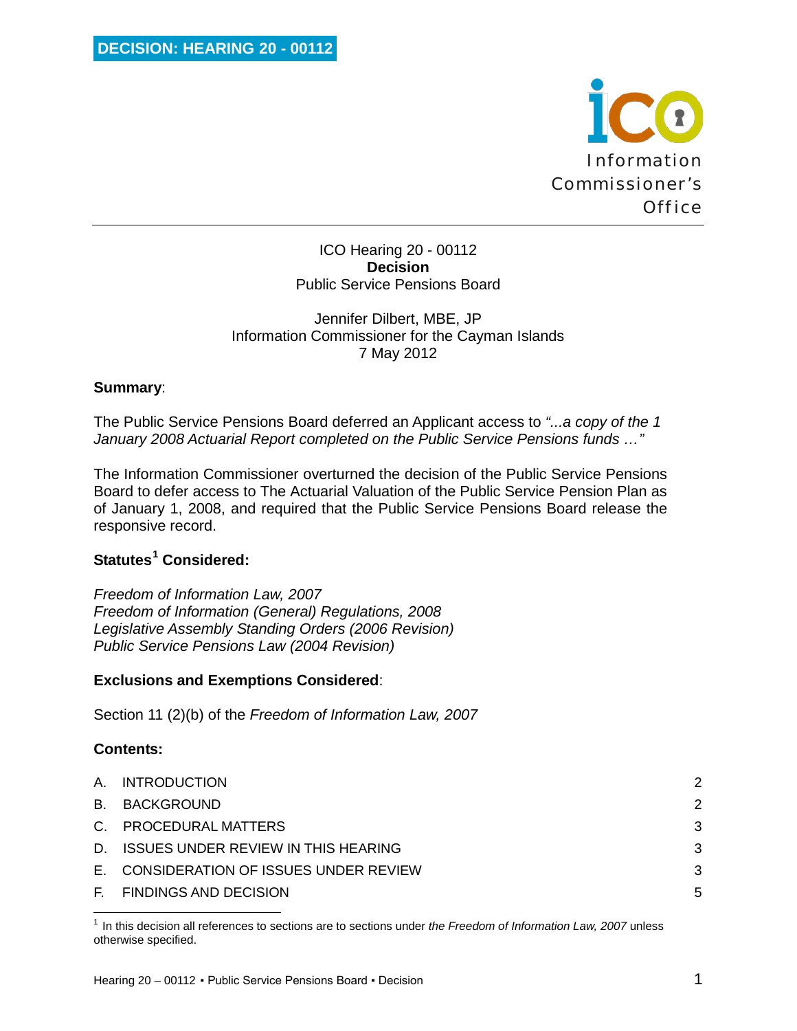**DECISION: HEARING 20 - 00112**

Information Commissioner's Office

ICO Hearing 20 - 00112
**Decision**
Public Service Pensions Board

Jennifer Dilbert, MBE, JP
Information Commissioner for the Cayman Islands
7 May 2012

**Summary**:

The Public Service Pensions Board deferred an Applicant access to *"...a copy of the 1 January 2008 Actuarial Report completed on the Public Service Pensions funds …"*

The Information Commissioner overturned the decision of the Public Service Pensions Board to defer access to The Actuarial Valuation of the Public Service Pension Plan as of January 1, 2008, and required that the Public Service Pensions Board release the responsive record.

**Statutes[1] Considered:**

*Freedom of Information Law, 2007*
*Freedom of Information (General) Regulations, 2008*
*Legislative Assembly Standing Orders (2006 Revision)*
*Public Service Pensions Law (2004 Revision)*

**Exclusions and Exemptions Considered**:

Section 11 (2)(b) of the *Freedom of Information Law, 2007*

**Contents:**

| | | |
|---|---|---|
| A. | INTRODUCTION | 2 |
| B. | BACKGROUND | 2 |
| C. | PROCEDURAL MATTERS | 3 |
| D. | ISSUES UNDER REVIEW IN THIS HEARING | 3 |
| E. | CONSIDERATION OF ISSUES UNDER REVIEW | 3 |
| F. | FINDINGS AND DECISION | 5 |

[1] In this decision all references to sections are to sections under *the Freedom of Information Law, 2007* unless otherwise specified.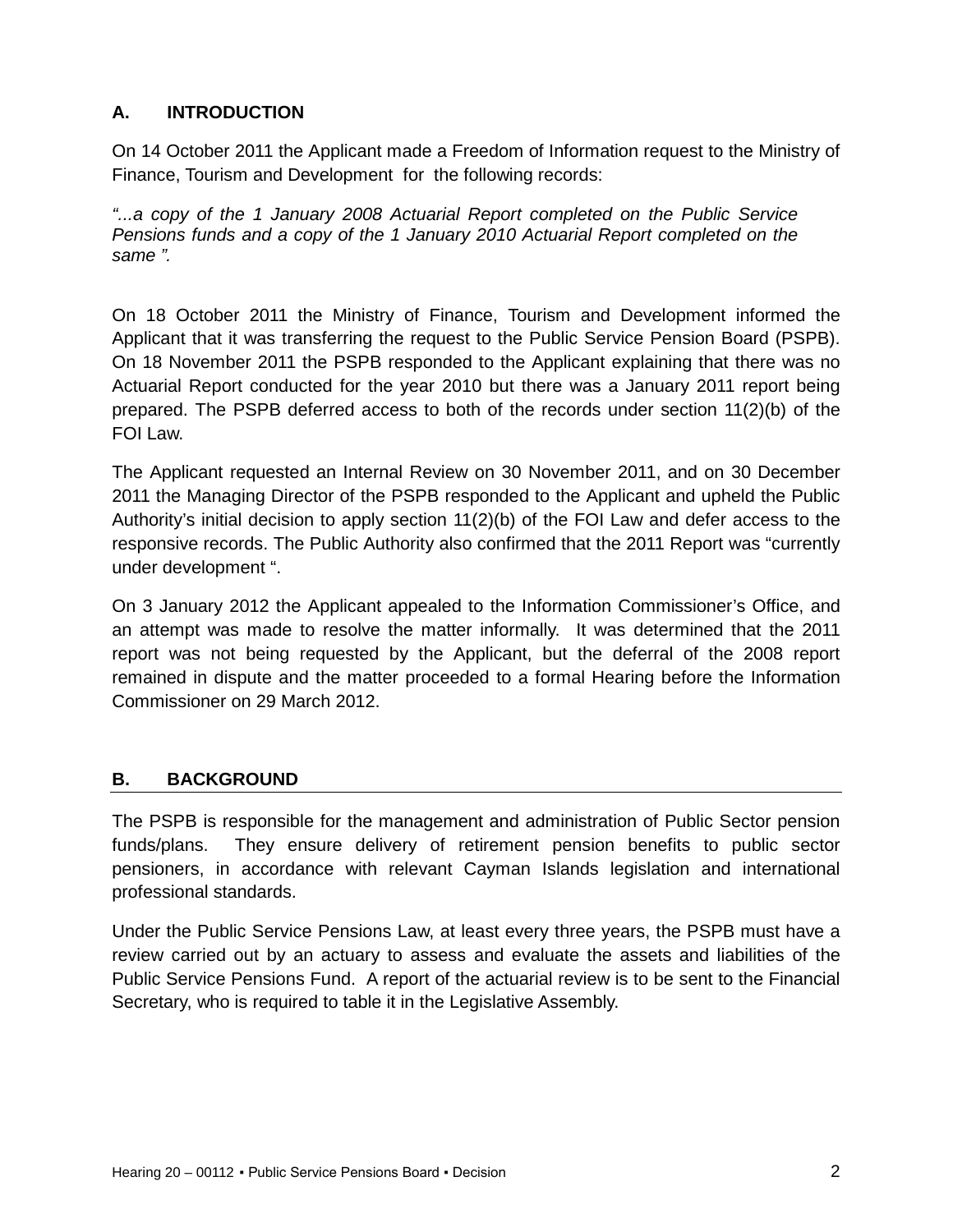## A. INTRODUCTION

On 14 October 2011 the Applicant made a Freedom of Information request to the Ministry of Finance, Tourism and Development for the following records:

*"...a copy of the 1 January 2008 Actuarial Report completed on the Public Service Pensions funds and a copy of the 1 January 2010 Actuarial Report completed on the same ".*

On 18 October 2011 the Ministry of Finance, Tourism and Development informed the Applicant that it was transferring the request to the Public Service Pension Board (PSPB). On 18 November 2011 the PSPB responded to the Applicant explaining that there was no Actuarial Report conducted for the year 2010 but there was a January 2011 report being prepared. The PSPB deferred access to both of the records under section 11(2)(b) of the FOI Law.

The Applicant requested an Internal Review on 30 November 2011, and on 30 December 2011 the Managing Director of the PSPB responded to the Applicant and upheld the Public Authority's initial decision to apply section 11(2)(b) of the FOI Law and defer access to the responsive records. The Public Authority also confirmed that the 2011 Report was "currently under development ".

On 3 January 2012 the Applicant appealed to the Information Commissioner's Office, and an attempt was made to resolve the matter informally. It was determined that the 2011 report was not being requested by the Applicant, but the deferral of the 2008 report remained in dispute and the matter proceeded to a formal Hearing before the Information Commissioner on 29 March 2012.

## B. BACKGROUND

The PSPB is responsible for the management and administration of Public Sector pension funds/plans. They ensure delivery of retirement pension benefits to public sector pensioners, in accordance with relevant Cayman Islands legislation and international professional standards.

Under the Public Service Pensions Law, at least every three years, the PSPB must have a review carried out by an actuary to assess and evaluate the assets and liabilities of the Public Service Pensions Fund. A report of the actuarial review is to be sent to the Financial Secretary, who is required to table it in the Legislative Assembly.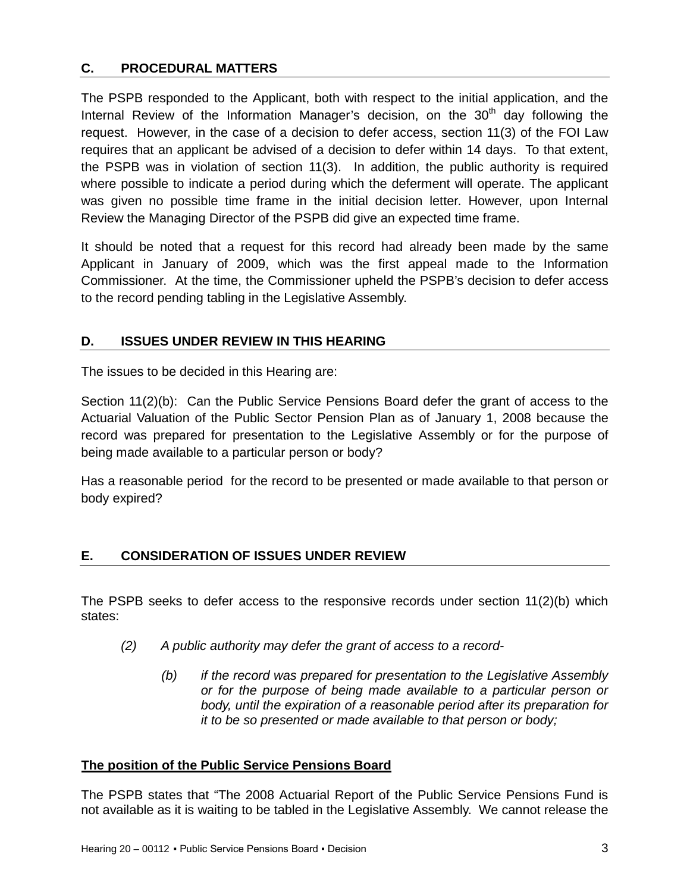## C. PROCEDURAL MATTERS

The PSPB responded to the Applicant, both with respect to the initial application, and the Internal Review of the Information Manager's decision, on the 30th day following the request. However, in the case of a decision to defer access, section 11(3) of the FOI Law requires that an applicant be advised of a decision to defer within 14 days. To that extent, the PSPB was in violation of section 11(3). In addition, the public authority is required where possible to indicate a period during which the deferment will operate. The applicant was given no possible time frame in the initial decision letter. However, upon Internal Review the Managing Director of the PSPB did give an expected time frame.

It should be noted that a request for this record had already been made by the same Applicant in January of 2009, which was the first appeal made to the Information Commissioner. At the time, the Commissioner upheld the PSPB's decision to defer access to the record pending tabling in the Legislative Assembly.

## D. ISSUES UNDER REVIEW IN THIS HEARING

The issues to be decided in this Hearing are:

Section 11(2)(b): Can the Public Service Pensions Board defer the grant of access to the Actuarial Valuation of the Public Sector Pension Plan as of January 1, 2008 because the record was prepared for presentation to the Legislative Assembly or for the purpose of being made available to a particular person or body?

Has a reasonable period for the record to be presented or made available to that person or body expired?

## E. CONSIDERATION OF ISSUES UNDER REVIEW

The PSPB seeks to defer access to the responsive records under section 11(2)(b) which states:

> *(2) A public authority may defer the grant of access to a record-*
>
> > *(b) if the record was prepared for presentation to the Legislative Assembly or for the purpose of being made available to a particular person or body, until the expiration of a reasonable period after its preparation for it to be so presented or made available to that person or body;*

**The position of the Public Service Pensions Board**

The PSPB states that "The 2008 Actuarial Report of the Public Service Pensions Fund is not available as it is waiting to be tabled in the Legislative Assembly. We cannot release the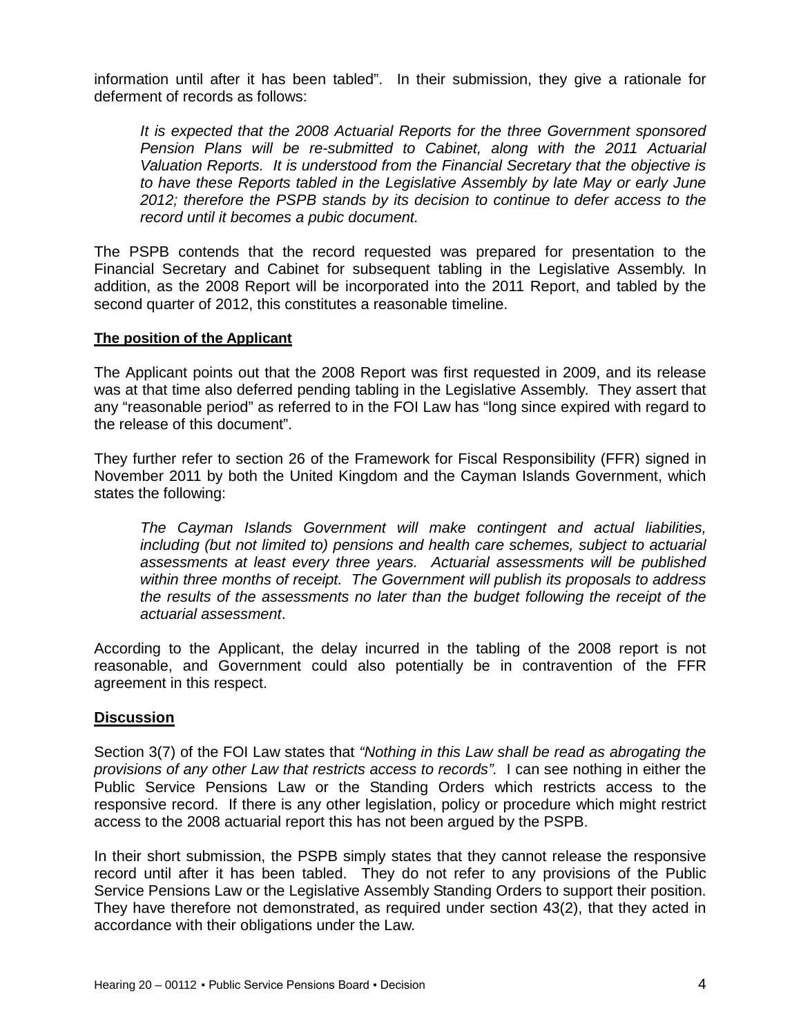information until after it has been tabled". In their submission, they give a rationale for deferment of records as follows:

> *It is expected that the 2008 Actuarial Reports for the three Government sponsored Pension Plans will be re-submitted to Cabinet, along with the 2011 Actuarial Valuation Reports. It is understood from the Financial Secretary that the objective is to have these Reports tabled in the Legislative Assembly by late May or early June 2012; therefore the PSPB stands by its decision to continue to defer access to the record until it becomes a pubic document.*

The PSPB contends that the record requested was prepared for presentation to the Financial Secretary and Cabinet for subsequent tabling in the Legislative Assembly. In addition, as the 2008 Report will be incorporated into the 2011 Report, and tabled by the second quarter of 2012, this constitutes a reasonable timeline.

**The position of the Applicant**

The Applicant points out that the 2008 Report was first requested in 2009, and its release was at that time also deferred pending tabling in the Legislative Assembly. They assert that any "reasonable period" as referred to in the FOI Law has "long since expired with regard to the release of this document".

They further refer to section 26 of the Framework for Fiscal Responsibility (FFR) signed in November 2011 by both the United Kingdom and the Cayman Islands Government, which states the following:

> *The Cayman Islands Government will make contingent and actual liabilities, including (but not limited to) pensions and health care schemes, subject to actuarial assessments at least every three years. Actuarial assessments will be published within three months of receipt. The Government will publish its proposals to address the results of the assessments no later than the budget following the receipt of the actuarial assessment*.

According to the Applicant, the delay incurred in the tabling of the 2008 report is not reasonable, and Government could also potentially be in contravention of the FFR agreement in this respect.

**Discussion**

Section 3(7) of the FOI Law states that *"Nothing in this Law shall be read as abrogating the provisions of any other Law that restricts access to records"*. I can see nothing in either the Public Service Pensions Law or the Standing Orders which restricts access to the responsive record. If there is any other legislation, policy or procedure which might restrict access to the 2008 actuarial report this has not been argued by the PSPB.

In their short submission, the PSPB simply states that they cannot release the responsive record until after it has been tabled. They do not refer to any provisions of the Public Service Pensions Law or the Legislative Assembly Standing Orders to support their position. They have therefore not demonstrated, as required under section 43(2), that they acted in accordance with their obligations under the Law.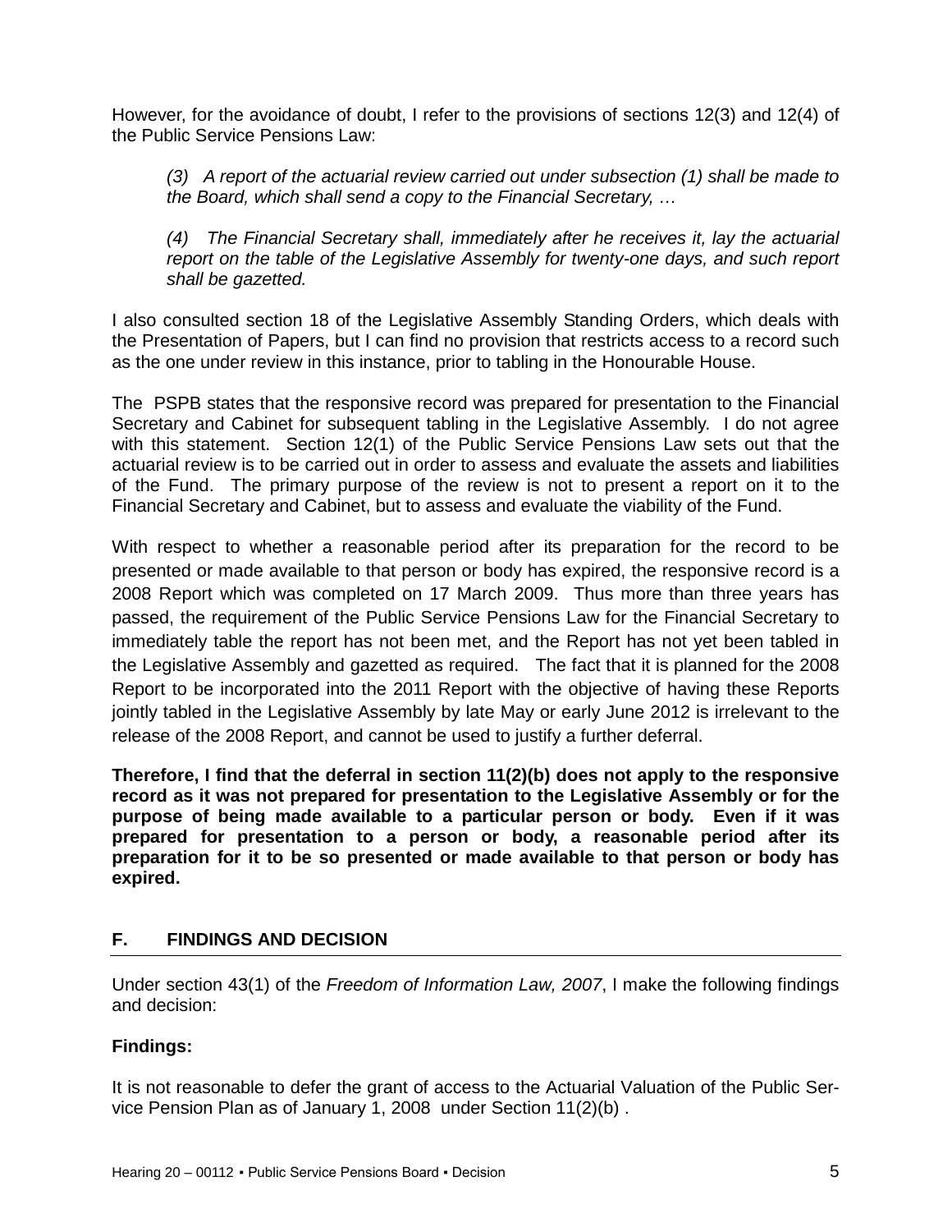However, for the avoidance of doubt, I refer to the provisions of sections 12(3) and 12(4) of the Public Service Pensions Law:

> *(3) A report of the actuarial review carried out under subsection (1) shall be made to the Board, which shall send a copy to the Financial Secretary, …*
>
> *(4) The Financial Secretary shall, immediately after he receives it, lay the actuarial report on the table of the Legislative Assembly for twenty-one days, and such report shall be gazetted.*

I also consulted section 18 of the Legislative Assembly Standing Orders, which deals with the Presentation of Papers, but I can find no provision that restricts access to a record such as the one under review in this instance, prior to tabling in the Honourable House.

The PSPB states that the responsive record was prepared for presentation to the Financial Secretary and Cabinet for subsequent tabling in the Legislative Assembly. I do not agree with this statement. Section 12(1) of the Public Service Pensions Law sets out that the actuarial review is to be carried out in order to assess and evaluate the assets and liabilities of the Fund. The primary purpose of the review is not to present a report on it to the Financial Secretary and Cabinet, but to assess and evaluate the viability of the Fund.

With respect to whether a reasonable period after its preparation for the record to be presented or made available to that person or body has expired, the responsive record is a 2008 Report which was completed on 17 March 2009. Thus more than three years has passed, the requirement of the Public Service Pensions Law for the Financial Secretary to immediately table the report has not been met, and the Report has not yet been tabled in the Legislative Assembly and gazetted as required. The fact that it is planned for the 2008 Report to be incorporated into the 2011 Report with the objective of having these Reports jointly tabled in the Legislative Assembly by late May or early June 2012 is irrelevant to the release of the 2008 Report, and cannot be used to justify a further deferral.

**Therefore, I find that the deferral in section 11(2)(b) does not apply to the responsive record as it was not prepared for presentation to the Legislative Assembly or for the purpose of being made available to a particular person or body. Even if it was prepared for presentation to a person or body, a reasonable period after its preparation for it to be so presented or made available to that person or body has expired.**

## F. FINDINGS AND DECISION

Under section 43(1) of the *Freedom of Information Law, 2007*, I make the following findings and decision:

**Findings:**

It is not reasonable to defer the grant of access to the Actuarial Valuation of the Public Service Pension Plan as of January 1, 2008 under Section 11(2)(b) .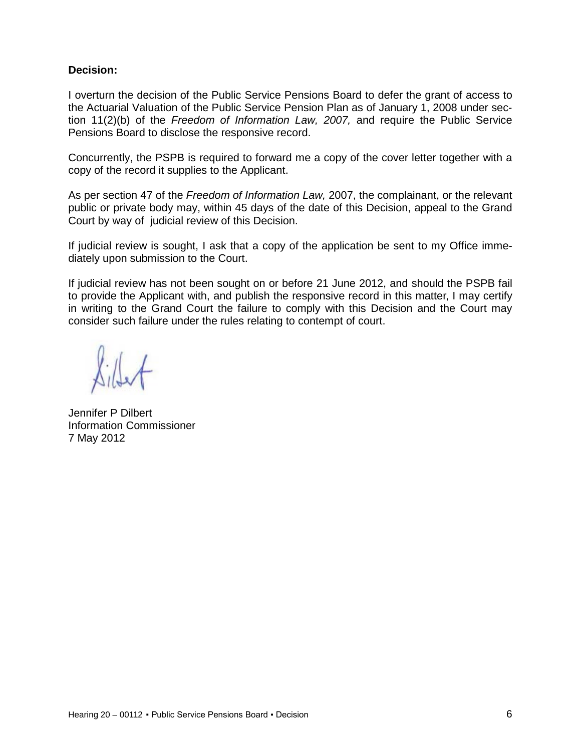**Decision:**

I overturn the decision of the Public Service Pensions Board to defer the grant of access to the Actuarial Valuation of the Public Service Pension Plan as of January 1, 2008 under section 11(2)(b) of the *Freedom of Information Law, 2007,* and require the Public Service Pensions Board to disclose the responsive record.

Concurrently, the PSPB is required to forward me a copy of the cover letter together with a copy of the record it supplies to the Applicant.

As per section 47 of the *Freedom of Information Law,* 2007, the complainant, or the relevant public or private body may, within 45 days of the date of this Decision, appeal to the Grand Court by way of judicial review of this Decision.

If judicial review is sought, I ask that a copy of the application be sent to my Office immediately upon submission to the Court.

If judicial review has not been sought on or before 21 June 2012, and should the PSPB fail to provide the Applicant with, and publish the responsive record in this matter, I may certify in writing to the Grand Court the failure to comply with this Decision and the Court may consider such failure under the rules relating to contempt of court.

Jennifer P Dilbert
Information Commissioner
7 May 2012